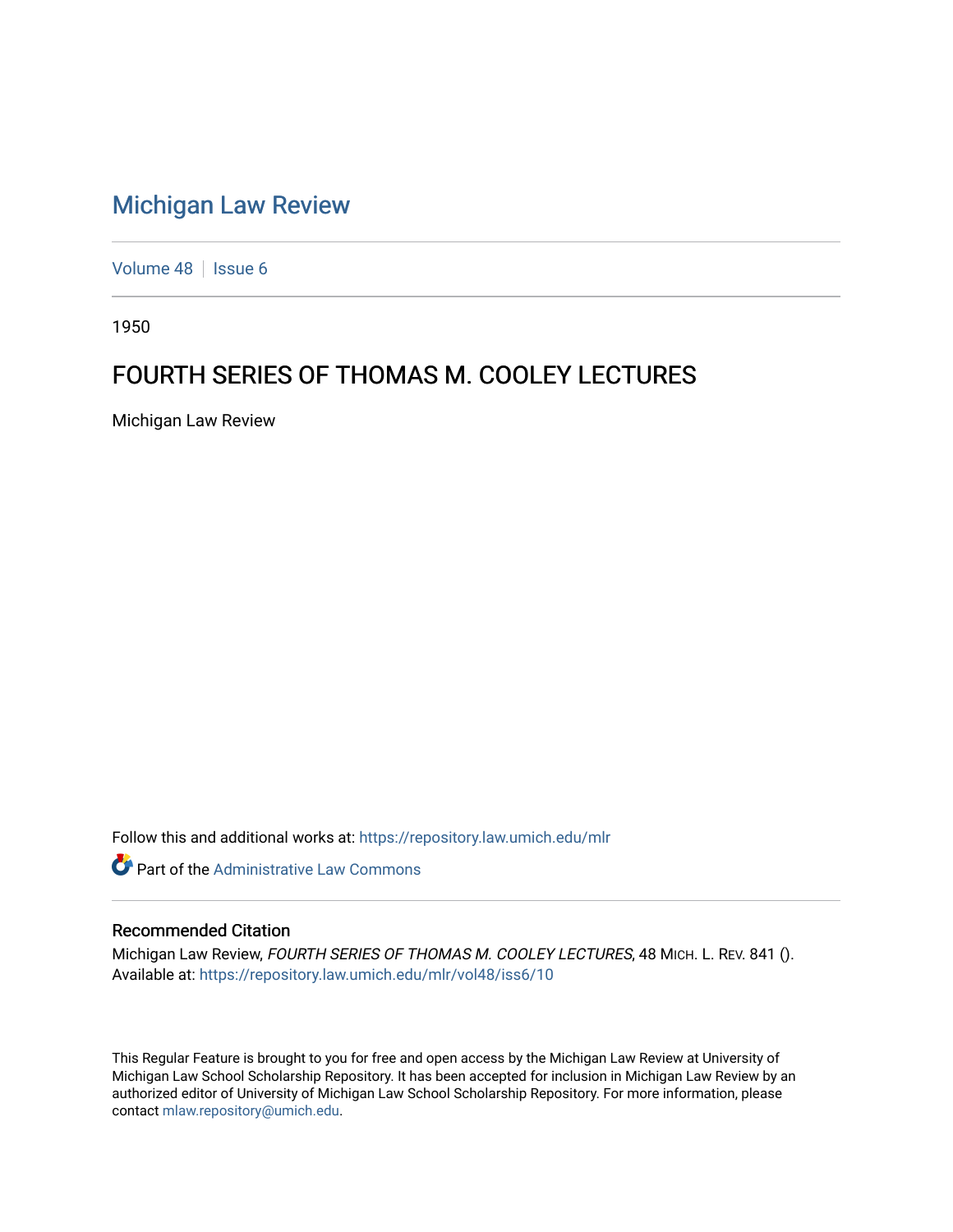# Michigan Law Review

Volume 48 | Issue 6

1950

## FOURTH SERIES OF THOMAS M. COOLEY LECTURES

Michigan Law Review

Follow this and additional works at: https://repository.law.umich.edu/mlr

Part of the Administrative Law Commons

### Recommended Citation

Michigan Law Review, *FOURTH SERIES OF THOMAS M. COOLEY LECTURES*, 48 MICH. L. REV. 841 ().
Available at: https://repository.law.umich.edu/mlr/vol48/iss6/10

This Regular Feature is brought to you for free and open access by the Michigan Law Review at University of Michigan Law School Scholarship Repository. It has been accepted for inclusion in Michigan Law Review by an authorized editor of University of Michigan Law School Scholarship Repository. For more information, please contact mlaw.repository@umich.edu.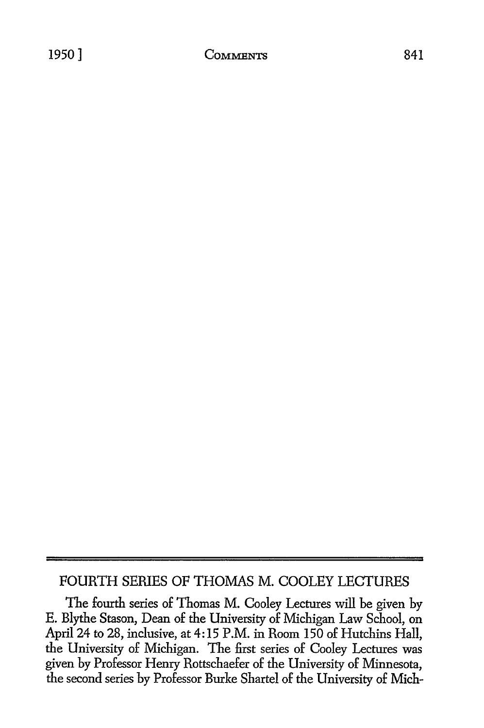## FOURTH SERIES OF THOMAS M. COOLEY LECTURES

The fourth series of Thomas M. Cooley Lectures will be given by E. Blythe Stason, Dean of the University of Michigan Law School, on April 24 to 28, inclusive, at 4:15 P.M. in Room 150 of Hutchins Hall, the University of Michigan. The first series of Cooley Lectures was given by Professor Henry Rottschaefer of the University of Minnesota, the second series by Professor Burke Shartel of the University of Mich-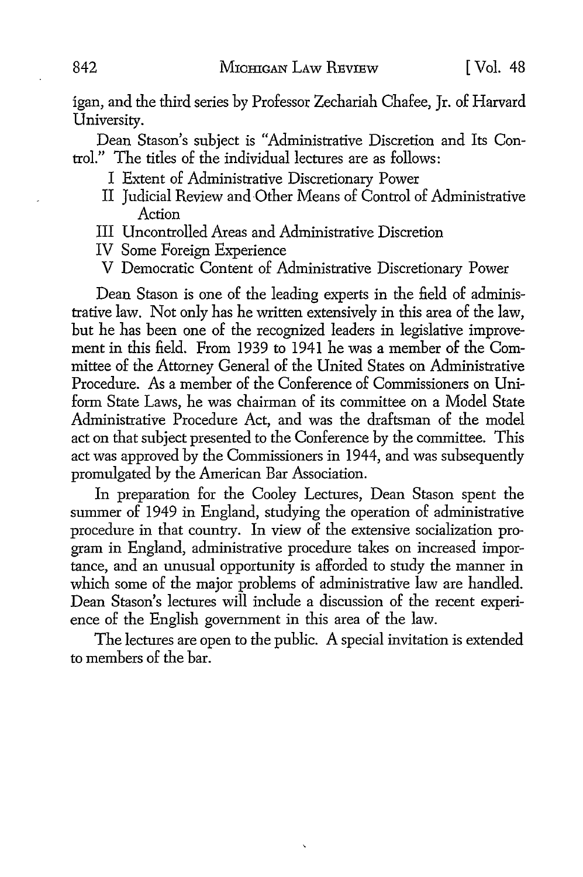igan, and the third series by Professor Zechariah Chafee, Jr. of Harvard University.

Dean Stason's subject is "Administrative Discretion and Its Control." The titles of the individual lectures are as follows:

I Extent of Administrative Discretionary Power
II Judicial Review and Other Means of Control of Administrative Action
III Uncontrolled Areas and Administrative Discretion
IV Some Foreign Experience
V Democratic Content of Administrative Discretionary Power

Dean Stason is one of the leading experts in the field of administrative law. Not only has he written extensively in this area of the law, but he has been one of the recognized leaders in legislative improvement in this field. From 1939 to 1941 he was a member of the Committee of the Attorney General of the United States on Administrative Procedure. As a member of the Conference of Commissioners on Uniform State Laws, he was chairman of its committee on a Model State Administrative Procedure Act, and was the draftsman of the model act on that subject presented to the Conference by the committee. This act was approved by the Commissioners in 1944, and was subsequently promulgated by the American Bar Association.

In preparation for the Cooley Lectures, Dean Stason spent the summer of 1949 in England, studying the operation of administrative procedure in that country. In view of the extensive socialization program in England, administrative procedure takes on increased importance, and an unusual opportunity is afforded to study the manner in which some of the major problems of administrative law are handled. Dean Stason's lectures will include a discussion of the recent experience of the English government in this area of the law.

The lectures are open to the public. A special invitation is extended to members of the bar.